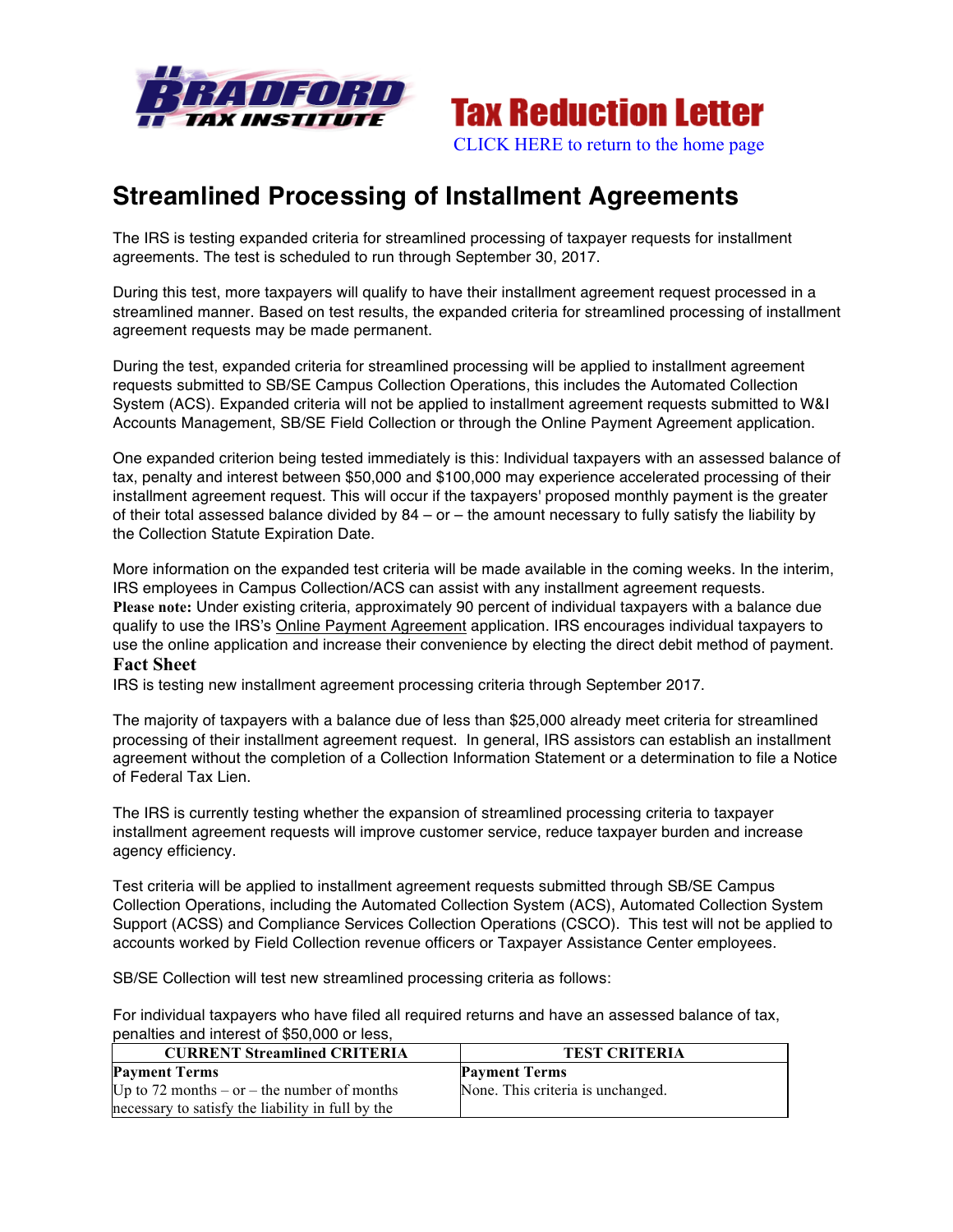**Tax Reduction Letter**

CLICK HERE to return to the home page

# Streamlined Processing of Installment Agreements

The IRS is testing expanded criteria for streamlined processing of taxpayer requests for installment agreements. The test is scheduled to run through September 30, 2017.

During this test, more taxpayers will qualify to have their installment agreement request processed in a streamlined manner. Based on test results, the expanded criteria for streamlined processing of installment agreement requests may be made permanent.

During the test, expanded criteria for streamlined processing will be applied to installment agreement requests submitted to SB/SE Campus Collection Operations, this includes the Automated Collection System (ACS). Expanded criteria will not be applied to installment agreement requests submitted to W&I Accounts Management, SB/SE Field Collection or through the Online Payment Agreement application.

One expanded criterion being tested immediately is this: Individual taxpayers with an assessed balance of tax, penalty and interest between $50,000 and $100,000 may experience accelerated processing of their installment agreement request. This will occur if the taxpayers' proposed monthly payment is the greater of their total assessed balance divided by 84 – or – the amount necessary to fully satisfy the liability by the Collection Statute Expiration Date.

More information on the expanded test criteria will be made available in the coming weeks. In the interim, IRS employees in Campus Collection/ACS can assist with any installment agreement requests.

**Please note:** Under existing criteria, approximately 90 percent of individual taxpayers with a balance due qualify to use the IRS's Online Payment Agreement application. IRS encourages individual taxpayers to use the online application and increase their convenience by electing the direct debit method of payment.

**Fact Sheet**

IRS is testing new installment agreement processing criteria through September 2017.

The majority of taxpayers with a balance due of less than $25,000 already meet criteria for streamlined processing of their installment agreement request. In general, IRS assistors can establish an installment agreement without the completion of a Collection Information Statement or a determination to file a Notice of Federal Tax Lien.

The IRS is currently testing whether the expansion of streamlined processing criteria to taxpayer installment agreement requests will improve customer service, reduce taxpayer burden and increase agency efficiency.

Test criteria will be applied to installment agreement requests submitted through SB/SE Campus Collection Operations, including the Automated Collection System (ACS), Automated Collection System Support (ACSS) and Compliance Services Collection Operations (CSCO). This test will not be applied to accounts worked by Field Collection revenue officers or Taxpayer Assistance Center employees.

SB/SE Collection will test new streamlined processing criteria as follows:

For individual taxpayers who have filed all required returns and have an assessed balance of tax, penalties and interest of $50,000 or less,

| CURRENT Streamlined CRITERIA | TEST CRITERIA |
|---|---|
| **Payment Terms**<br>Up to 72 months – or – the number of months necessary to satisfy the liability in full by the | **Payment Terms**<br>None. This criteria is unchanged. |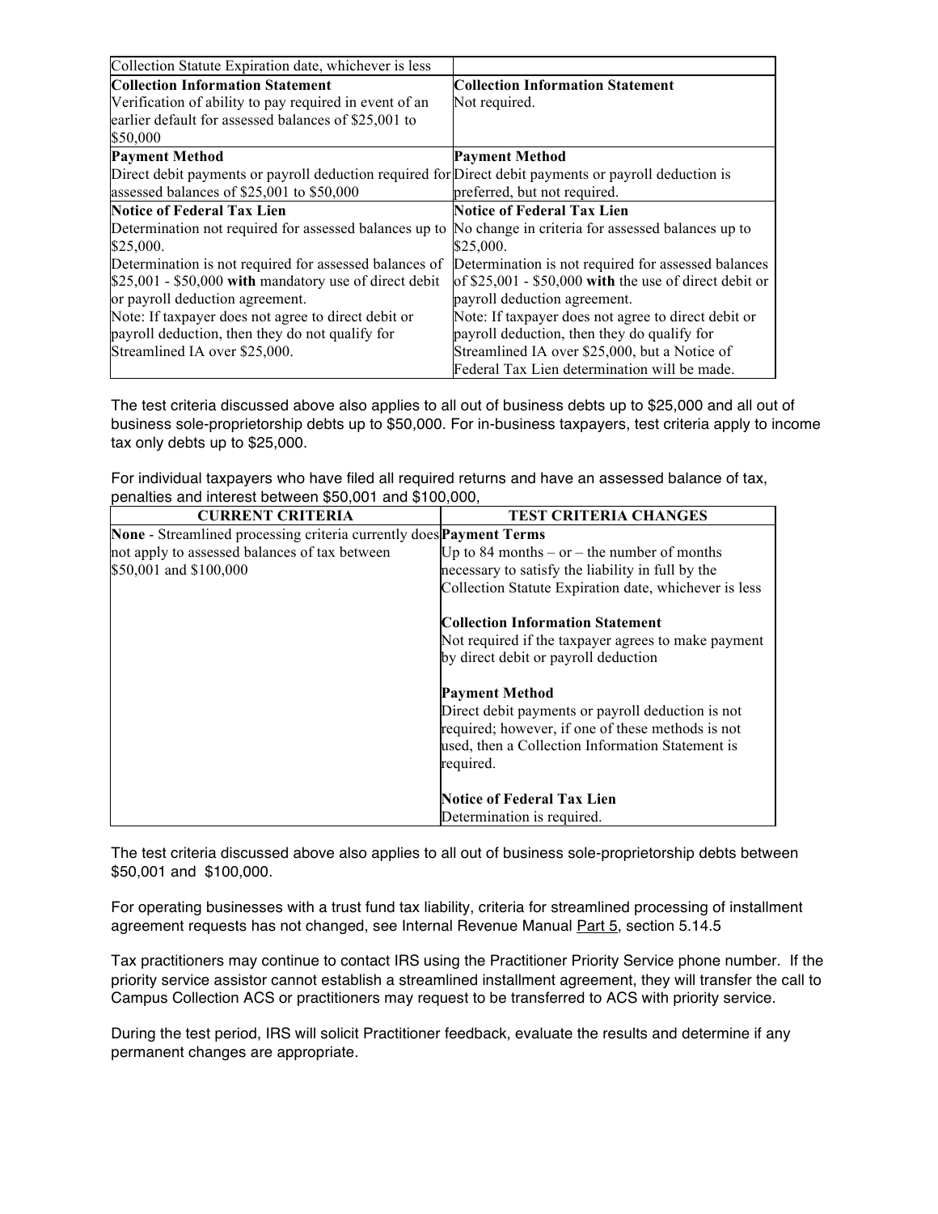| | |
|---|---|
| Collection Statute Expiration date, whichever is less | |
| **Collection Information Statement**<br>Verification of ability to pay required in event of an earlier default for assessed balances of $25,001 to $50,000 | **Collection Information Statement**<br>Not required. |
| **Payment Method**<br>Direct debit payments or payroll deduction required for assessed balances of $25,001 to $50,000 | **Payment Method**<br>Direct debit payments or payroll deduction is preferred, but not required. |
| **Notice of Federal Tax Lien**<br>Determination not required for assessed balances up to $25,000.<br>Determination is not required for assessed balances of $25,001 - $50,000 **with** mandatory use of direct debit or payroll deduction agreement.<br>Note: If taxpayer does not agree to direct debit or payroll deduction, then they do not qualify for Streamlined IA over $25,000. | **Notice of Federal Tax Lien**<br>No change in criteria for assessed balances up to $25,000.<br>Determination is not required for assessed balances of $25,001 - $50,000 **with** the use of direct debit or payroll deduction agreement.<br>Note: If taxpayer does not agree to direct debit or payroll deduction, then they do qualify for Streamlined IA over $25,000, but a Notice of Federal Tax Lien determination will be made. |

The test criteria discussed above also applies to all out of business debts up to $25,000 and all out of business sole-proprietorship debts up to $50,000. For in-business taxpayers, test criteria apply to income tax only debts up to $25,000.

For individual taxpayers who have filed all required returns and have an assessed balance of tax, penalties and interest between $50,001 and $100,000,

| CURRENT CRITERIA | TEST CRITERIA CHANGES |
|---|---|
| **None** - Streamlined processing criteria currently does not apply to assessed balances of tax between $50,001 and $100,000 | **Payment Terms**<br>Up to 84 months – or – the number of months necessary to satisfy the liability in full by the Collection Statute Expiration date, whichever is less<br><br>**Collection Information Statement**<br>Not required if the taxpayer agrees to make payment by direct debit or payroll deduction<br><br>**Payment Method**<br>Direct debit payments or payroll deduction is not required; however, if one of these methods is not used, then a Collection Information Statement is required.<br><br>**Notice of Federal Tax Lien**<br>Determination is required. |

The test criteria discussed above also applies to all out of business sole-proprietorship debts between $50,001 and $100,000.

For operating businesses with a trust fund tax liability, criteria for streamlined processing of installment agreement requests has not changed, see Internal Revenue Manual Part 5, section 5.14.5

Tax practitioners may continue to contact IRS using the Practitioner Priority Service phone number. If the priority service assistor cannot establish a streamlined installment agreement, they will transfer the call to Campus Collection ACS or practitioners may request to be transferred to ACS with priority service.

During the test period, IRS will solicit Practitioner feedback, evaluate the results and determine if any permanent changes are appropriate.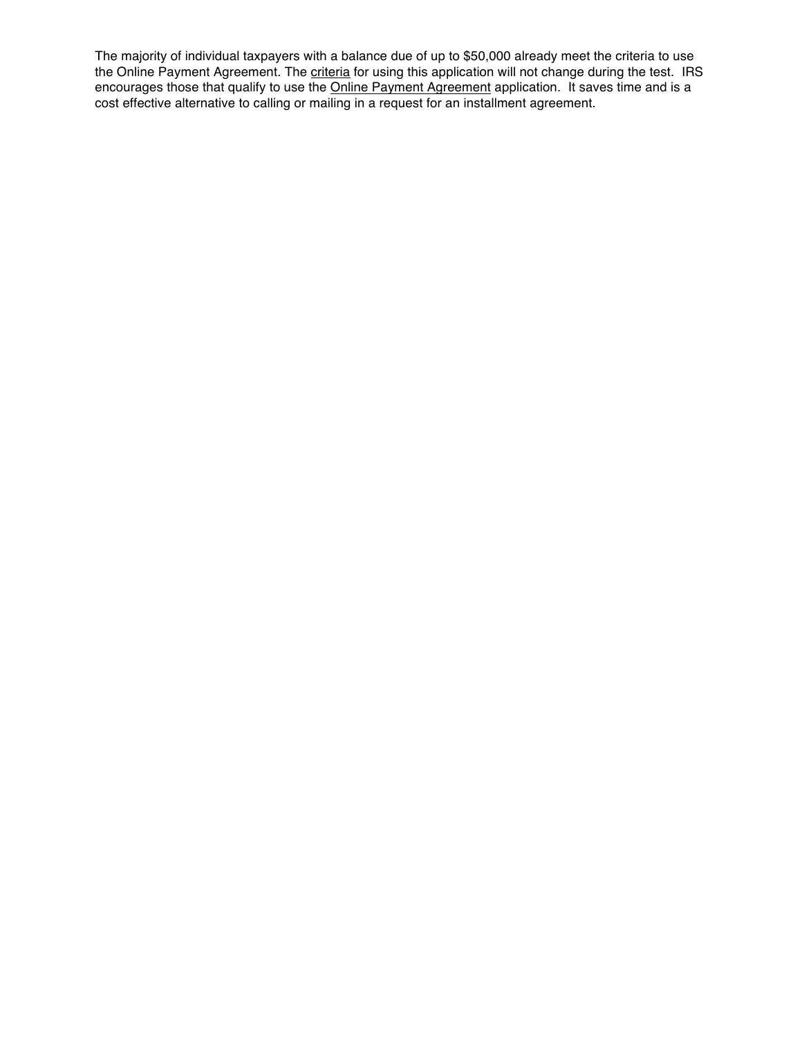The majority of individual taxpayers with a balance due of up to $50,000 already meet the criteria to use the Online Payment Agreement. The criteria for using this application will not change during the test. IRS encourages those that qualify to use the Online Payment Agreement application. It saves time and is a cost effective alternative to calling or mailing in a request for an installment agreement.